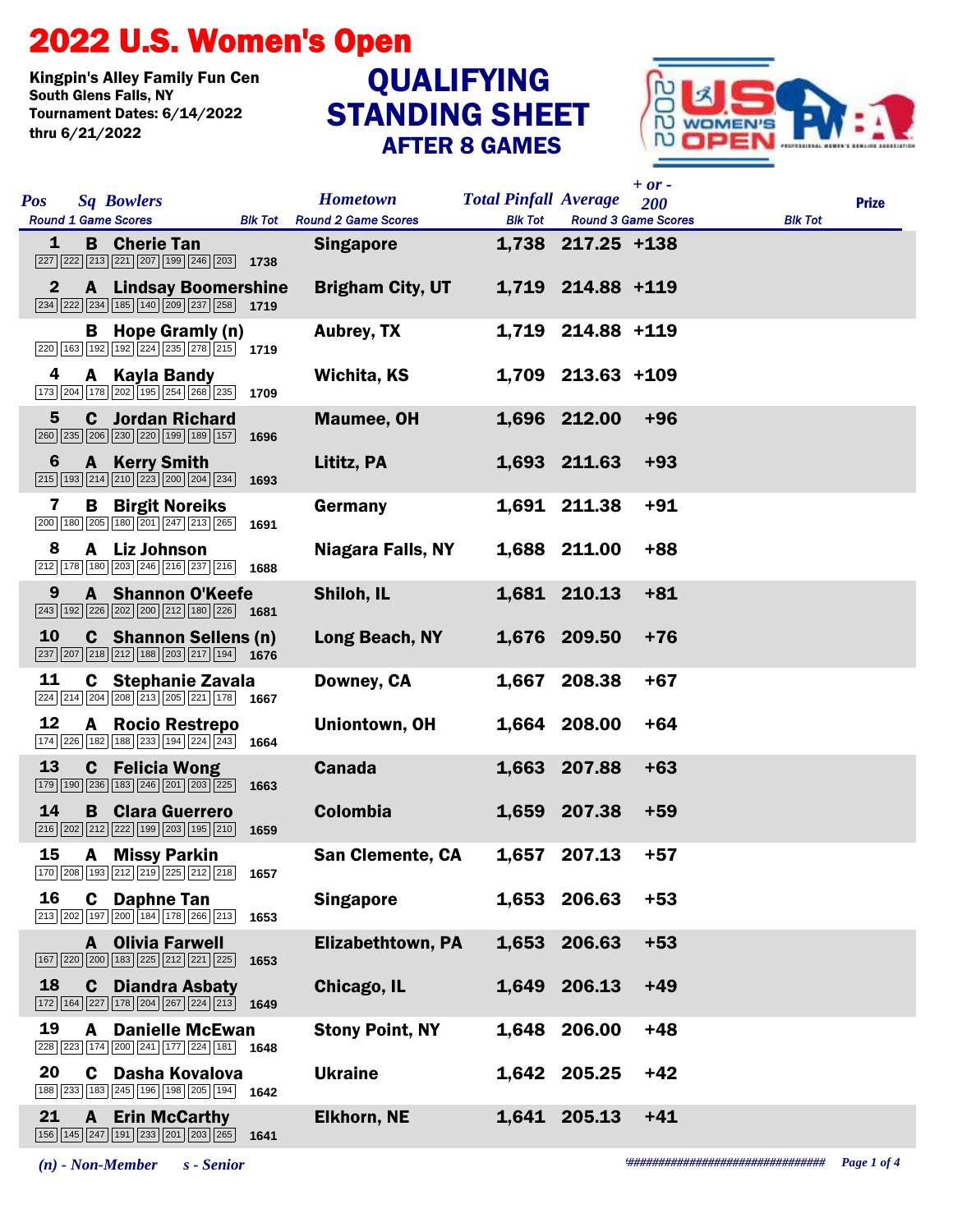# 2022 U.S. Women's Open

**Kingpin's Alley Family Fun Cen**
**South Glens Falls, NY**
**Tournament Dates: 6/14/2022 thru 6/21/2022**

## QUALIFYING STANDING SHEET
### AFTER 8 GAMES

| Pos | Sq | Bowlers | Round 1 Game Scores | Blk Tot | Hometown | Total Pinfall | Average | + or - 200 | Prize |
|---|---|---|---|---|---|---|---|---|---|
| 1 | B | Cherie Tan | 227 222 213 221 207 199 246 203 | 1738 | Singapore | 1,738 | 217.25 | +138 | |
| 2 | A | Lindsay Boomershine | 234 222 234 185 140 209 237 258 | 1719 | Brigham City, UT | 1,719 | 214.88 | +119 | |
| | B | Hope Gramly (n) | 220 163 192 192 224 235 278 215 | 1719 | Aubrey, TX | 1,719 | 214.88 | +119 | |
| 4 | A | Kayla Bandy | 173 204 178 202 195 254 268 235 | 1709 | Wichita, KS | 1,709 | 213.63 | +109 | |
| 5 | C | Jordan Richard | 260 235 206 230 220 199 189 157 | 1696 | Maumee, OH | 1,696 | 212.00 | +96 | |
| 6 | A | Kerry Smith | 215 193 214 210 223 200 204 234 | 1693 | Lititz, PA | 1,693 | 211.63 | +93 | |
| 7 | B | Birgit Noreiks | 200 180 205 180 201 247 213 265 | 1691 | Germany | 1,691 | 211.38 | +91 | |
| 8 | A | Liz Johnson | 212 178 180 203 246 216 237 216 | 1688 | Niagara Falls, NY | 1,688 | 211.00 | +88 | |
| 9 | A | Shannon O'Keefe | 243 192 226 202 200 212 180 226 | 1681 | Shiloh, IL | 1,681 | 210.13 | +81 | |
| 10 | C | Shannon Sellens (n) | 237 207 218 212 188 203 217 194 | 1676 | Long Beach, NY | 1,676 | 209.50 | +76 | |
| 11 | C | Stephanie Zavala | 224 214 204 208 213 205 221 178 | 1667 | Downey, CA | 1,667 | 208.38 | +67 | |
| 12 | A | Rocio Restrepo | 174 226 182 188 233 194 224 243 | 1664 | Uniontown, OH | 1,664 | 208.00 | +64 | |
| 13 | C | Felicia Wong | 179 190 236 183 246 201 203 225 | 1663 | Canada | 1,663 | 207.88 | +63 | |
| 14 | B | Clara Guerrero | 216 202 212 222 199 203 195 210 | 1659 | Colombia | 1,659 | 207.38 | +59 | |
| 15 | A | Missy Parkin | 170 208 193 212 219 225 212 218 | 1657 | San Clemente, CA | 1,657 | 207.13 | +57 | |
| 16 | C | Daphne Tan | 213 202 197 200 184 178 266 213 | 1653 | Singapore | 1,653 | 206.63 | +53 | |
| | A | Olivia Farwell | 167 220 200 183 225 212 221 225 | 1653 | Elizabethtown, PA | 1,653 | 206.63 | +53 | |
| 18 | C | Diandra Asbaty | 172 164 227 178 204 267 224 213 | 1649 | Chicago, IL | 1,649 | 206.13 | +49 | |
| 19 | A | Danielle McEwan | 228 223 174 200 241 177 224 181 | 1648 | Stony Point, NY | 1,648 | 206.00 | +48 | |
| 20 | C | Dasha Kovalova | 188 233 183 245 196 198 205 194 | 1642 | Ukraine | 1,642 | 205.25 | +42 | |
| 21 | A | Erin McCarthy | 156 145 247 191 233 201 203 265 | 1641 | Elkhorn, NE | 1,641 | 205.13 | +41 | |

*(n) - Non-Member* *s - Senior*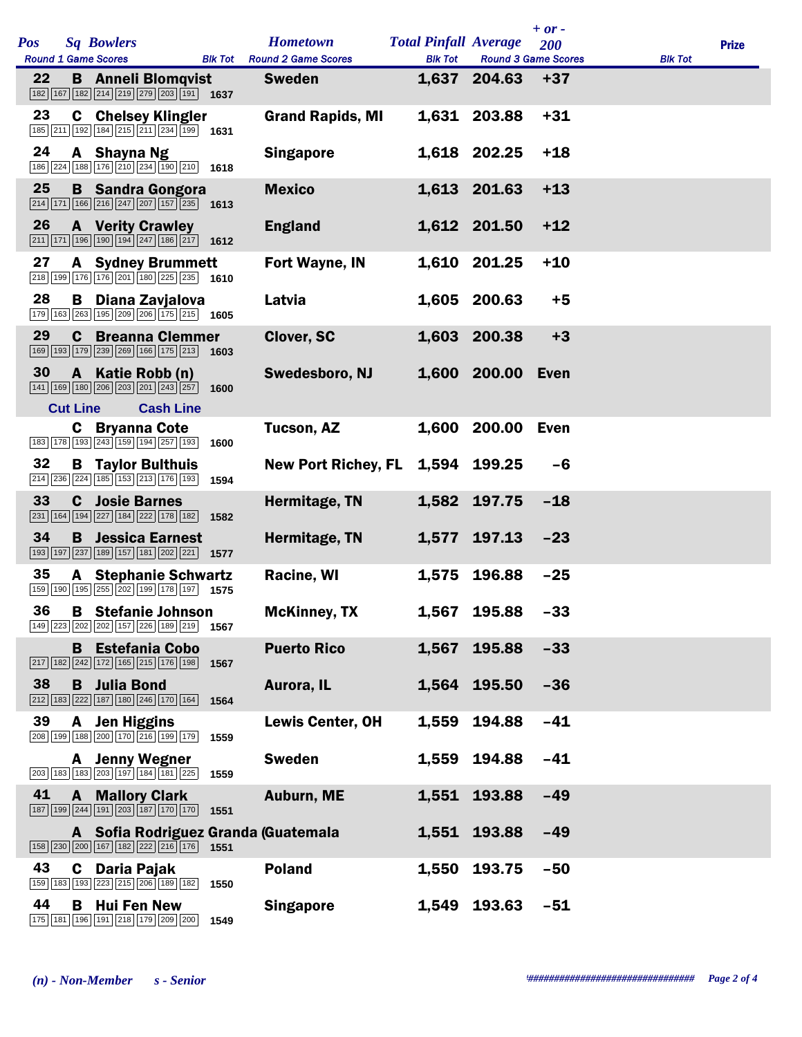| Pos | Sq | Bowlers | Round 1 Game Scores | Blk Tot | Hometown | Total Pinfall | Average | + or - 200 | Prize |
|---|---|---|---|---|---|---|---|---|---|
| 22 | B | Anneli Blomqvist | 182 167 182 214 219 279 203 191 | 1637 | Sweden | 1,637 | 204.63 | +37 | |
| 23 | C | Chelsey Klingler | 185 211 192 184 215 211 234 199 | 1631 | Grand Rapids, MI | 1,631 | 203.88 | +31 | |
| 24 | A | Shayna Ng | 186 224 188 176 210 234 190 210 | 1618 | Singapore | 1,618 | 202.25 | +18 | |
| 25 | B | Sandra Gongora | 214 171 166 216 247 207 157 235 | 1613 | Mexico | 1,613 | 201.63 | +13 | |
| 26 | A | Verity Crawley | 211 171 196 190 194 247 186 217 | 1612 | England | 1,612 | 201.50 | +12 | |
| 27 | A | Sydney Brummett | 218 199 176 176 201 180 225 235 | 1610 | Fort Wayne, IN | 1,610 | 201.25 | +10 | |
| 28 | B | Diana Zavjalova | 179 163 263 195 209 206 175 215 | 1605 | Latvia | 1,605 | 200.63 | +5 | |
| 29 | C | Breanna Clemmer | 169 193 179 239 269 166 175 213 | 1603 | Clover, SC | 1,603 | 200.38 | +3 | |
| 30 | A | Katie Robb (n) | 141 169 180 206 203 201 243 257 | 1600 | Swedesboro, NJ | 1,600 | 200.00 | Even | |
| Cut Line | | Cash Line | | | | | | | |
| | C | Bryanna Cote | 183 178 193 243 159 194 257 193 | 1600 | Tucson, AZ | 1,600 | 200.00 | Even | |
| 32 | B | Taylor Bulthuis | 214 236 224 185 153 213 176 193 | 1594 | New Port Richey, FL | 1,594 | 199.25 | -6 | |
| 33 | C | Josie Barnes | 231 164 194 227 184 222 178 182 | 1582 | Hermitage, TN | 1,582 | 197.75 | -18 | |
| 34 | B | Jessica Earnest | 193 197 237 189 157 181 202 221 | 1577 | Hermitage, TN | 1,577 | 197.13 | -23 | |
| 35 | A | Stephanie Schwartz | 159 190 195 255 202 199 178 197 | 1575 | Racine, WI | 1,575 | 196.88 | -25 | |
| 36 | B | Stefanie Johnson | 149 223 202 202 157 226 189 219 | 1567 | McKinney, TX | 1,567 | 195.88 | -33 | |
| | B | Estefania Cobo | 217 182 242 172 165 215 176 198 | 1567 | Puerto Rico | 1,567 | 195.88 | -33 | |
| 38 | B | Julia Bond | 212 183 222 187 180 246 170 164 | 1564 | Aurora, IL | 1,564 | 195.50 | -36 | |
| 39 | A | Jen Higgins | 208 199 188 200 170 216 199 179 | 1559 | Lewis Center, OH | 1,559 | 194.88 | -41 | |
| | A | Jenny Wegner | 203 183 183 203 197 184 181 225 | 1559 | Sweden | 1,559 | 194.88 | -41 | |
| 41 | A | Mallory Clark | 187 199 244 191 203 187 170 170 | 1551 | Auburn, ME | 1,551 | 193.88 | -49 | |
| | A | Sofia Rodriguez Granda | 158 230 200 167 182 222 216 176 | 1551 | (Guatemala | 1,551 | 193.88 | -49 | |
| 43 | C | Daria Pajak | 159 183 193 223 215 206 189 182 | 1550 | Poland | 1,550 | 193.75 | -50 | |
| 44 | B | Hui Fen New | 175 181 196 191 218 179 209 200 | 1549 | Singapore | 1,549 | 193.63 | -51 | |

*(n) - Non-Member* *s - Senior*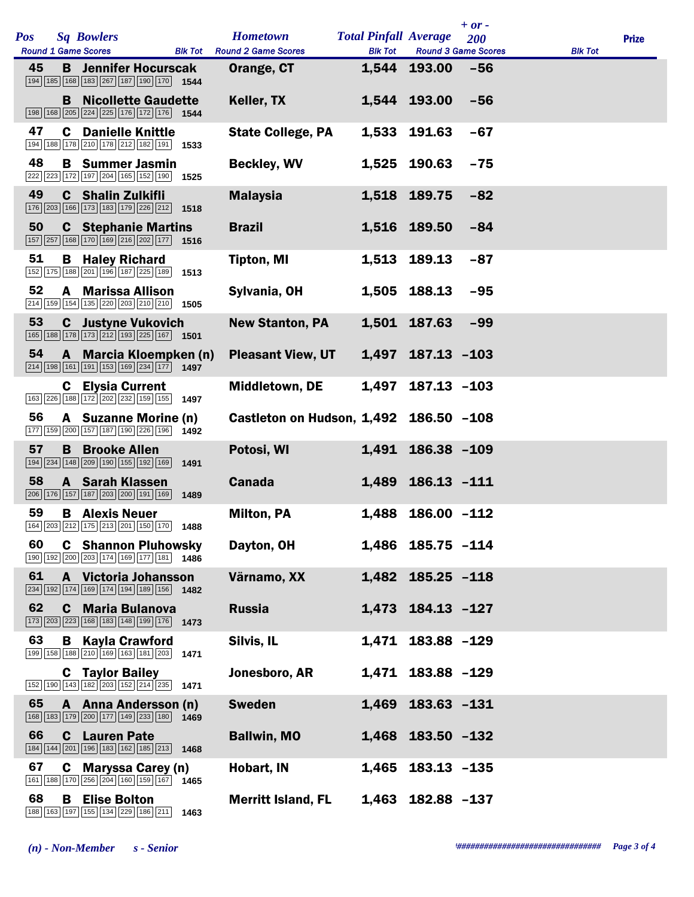| Pos | Sq | Bowlers | Hometown | Total Pinfall | Average | + or - 200 | Prize |
|---|---|---|---|---|---|---|---|
| Round 1 Game Scores | | Blk Tot | Round 2 Game Scores | Blk Tot | Round 3 Game Scores | Blk Tot | |
| 45 | B | Jennifer Hocurscak | Orange, CT | 1,544 | 193.00 | -56 | |
| 194 185 168 183 267 187 190 170 | | 1544 | | | | | |
| | B | Nicollette Gaudette | Keller, TX | 1,544 | 193.00 | -56 | |
| 198 168 205 224 225 176 172 176 | | 1544 | | | | | |
| 47 | C | Danielle Knittle | State College, PA | 1,533 | 191.63 | -67 | |
| 194 188 178 210 178 212 182 191 | | 1533 | | | | | |
| 48 | B | Summer Jasmin | Beckley, WV | 1,525 | 190.63 | -75 | |
| 222 223 172 197 204 165 152 190 | | 1525 | | | | | |
| 49 | C | Shalin Zulkifli | Malaysia | 1,518 | 189.75 | -82 | |
| 176 203 166 173 183 179 226 212 | | 1518 | | | | | |
| 50 | C | Stephanie Martins | Brazil | 1,516 | 189.50 | -84 | |
| 157 257 168 170 169 216 202 177 | | 1516 | | | | | |
| 51 | B | Haley Richard | Tipton, MI | 1,513 | 189.13 | -87 | |
| 152 175 188 201 196 187 225 189 | | 1513 | | | | | |
| 52 | A | Marissa Allison | Sylvania, OH | 1,505 | 188.13 | -95 | |
| 214 159 154 135 220 203 210 210 | | 1505 | | | | | |
| 53 | C | Justyne Vukovich | New Stanton, PA | 1,501 | 187.63 | -99 | |
| 165 188 178 173 212 193 225 167 | | 1501 | | | | | |
| 54 | A | Marcia Kloempken (n) | Pleasant View, UT | 1,497 | 187.13 | -103 | |
| 214 198 161 191 153 169 234 177 | | 1497 | | | | | |
| | C | Elysia Current | Middletown, DE | 1,497 | 187.13 | -103 | |
| 163 226 188 172 202 232 159 155 | | 1497 | | | | | |
| 56 | A | Suzanne Morine (n) | Castleton on Hudson, | 1,492 | 186.50 | -108 | |
| 177 159 200 157 187 190 226 196 | | 1492 | | | | | |
| 57 | B | Brooke Allen | Potosi, WI | 1,491 | 186.38 | -109 | |
| 194 234 148 209 190 155 192 169 | | 1491 | | | | | |
| 58 | A | Sarah Klassen | Canada | 1,489 | 186.13 | -111 | |
| 206 176 157 187 203 200 191 169 | | 1489 | | | | | |
| 59 | B | Alexis Neuer | Milton, PA | 1,488 | 186.00 | -112 | |
| 164 203 212 175 213 201 150 170 | | 1488 | | | | | |
| 60 | C | Shannon Pluhowsky | Dayton, OH | 1,486 | 185.75 | -114 | |
| 190 192 200 203 174 169 177 181 | | 1486 | | | | | |
| 61 | A | Victoria Johansson | Värnamo, XX | 1,482 | 185.25 | -118 | |
| 234 192 174 169 174 194 189 156 | | 1482 | | | | | |
| 62 | C | Maria Bulanova | Russia | 1,473 | 184.13 | -127 | |
| 173 203 223 168 183 148 199 176 | | 1473 | | | | | |
| 63 | B | Kayla Crawford | Silvis, IL | 1,471 | 183.88 | -129 | |
| 199 158 188 210 169 163 181 203 | | 1471 | | | | | |
| | C | Taylor Bailey | Jonesboro, AR | 1,471 | 183.88 | -129 | |
| 152 190 143 182 203 152 214 235 | | 1471 | | | | | |
| 65 | A | Anna Andersson (n) | Sweden | 1,469 | 183.63 | -131 | |
| 168 183 179 200 177 149 233 180 | | 1469 | | | | | |
| 66 | C | Lauren Pate | Ballwin, MO | 1,468 | 183.50 | -132 | |
| 184 144 201 196 183 162 185 213 | | 1468 | | | | | |
| 67 | C | Maryssa Carey (n) | Hobart, IN | 1,465 | 183.13 | -135 | |
| 161 188 170 256 204 160 159 167 | | 1465 | | | | | |
| 68 | B | Elise Bolton | Merritt Island, FL | 1,463 | 182.88 | -137 | |
| 188 163 197 155 134 229 186 211 | | 1463 | | | | | |

*(n) - Non-Member      s - Senior*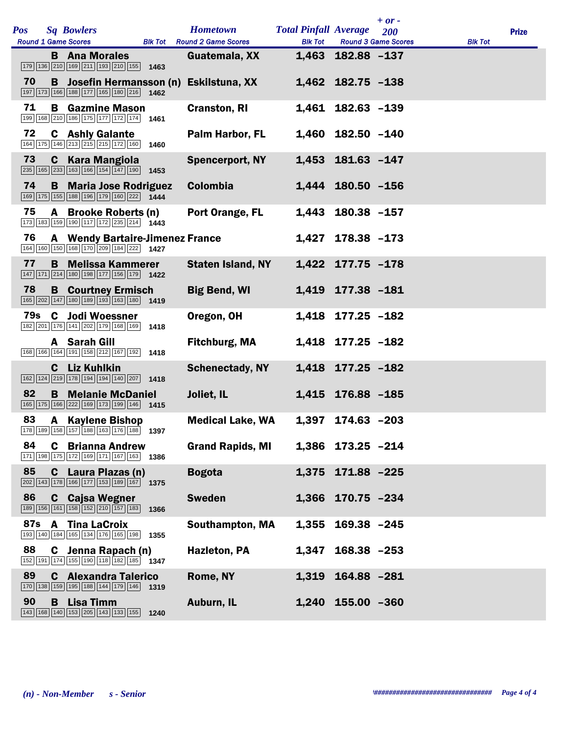| Pos | Sq | Bowlers | Hometown | Total Pinfall | Average | + or - 200 | Prize |
|---|---|---|---|---|---|---|---|
| Round 1 Game Scores | | | Blk Tot | Round 2 Game Scores | Blk Tot | Round 3 Game Scores | Blk Tot |
| | B | Ana Morales | Guatemala, XX | 1,463 | 182.88 | -137 | |
| 179 136 210 169 211 193 210 155 | | | 1463 | | | | |
| 70 | B | Josefin Hermansson (n) | Eskilstuna, XX | 1,462 | 182.75 | -138 | |
| 197 173 166 188 177 165 180 216 | | | 1462 | | | | |
| 71 | B | Gazmine Mason | Cranston, RI | 1,461 | 182.63 | -139 | |
| 199 168 210 186 175 177 172 174 | | | 1461 | | | | |
| 72 | C | Ashly Galante | Palm Harbor, FL | 1,460 | 182.50 | -140 | |
| 164 175 146 213 215 215 172 160 | | | 1460 | | | | |
| 73 | C | Kara Mangiola | Spencerport, NY | 1,453 | 181.63 | -147 | |
| 235 165 233 163 166 154 147 190 | | | 1453 | | | | |
| 74 | B | Maria Jose Rodriguez | Colombia | 1,444 | 180.50 | -156 | |
| 169 175 155 188 196 179 160 222 | | | 1444 | | | | |
| 75 | A | Brooke Roberts (n) | Port Orange, FL | 1,443 | 180.38 | -157 | |
| 173 183 159 190 117 172 235 214 | | | 1443 | | | | |
| 76 | A | Wendy Bartaire-Jimenez | France | 1,427 | 178.38 | -173 | |
| 164 160 150 168 170 209 184 222 | | | 1427 | | | | |
| 77 | B | Melissa Kammerer | Staten Island, NY | 1,422 | 177.75 | -178 | |
| 147 171 214 180 198 177 156 179 | | | 1422 | | | | |
| 78 | B | Courtney Ermisch | Big Bend, WI | 1,419 | 177.38 | -181 | |
| 165 202 147 180 189 193 163 180 | | | 1419 | | | | |
| 79s | C | Jodi Woessner | Oregon, OH | 1,418 | 177.25 | -182 | |
| 182 201 176 141 202 179 168 169 | | | 1418 | | | | |
| | A | Sarah Gill | Fitchburg, MA | 1,418 | 177.25 | -182 | |
| 168 166 164 191 158 212 167 192 | | | 1418 | | | | |
| | C | Liz Kuhlkin | Schenectady, NY | 1,418 | 177.25 | -182 | |
| 162 124 219 178 194 194 140 207 | | | 1418 | | | | |
| 82 | B | Melanie McDaniel | Joliet, IL | 1,415 | 176.88 | -185 | |
| 165 175 166 222 169 173 199 146 | | | 1415 | | | | |
| 83 | A | Kaylene Bishop | Medical Lake, WA | 1,397 | 174.63 | -203 | |
| 178 189 158 157 188 163 176 188 | | | 1397 | | | | |
| 84 | C | Brianna Andrew | Grand Rapids, MI | 1,386 | 173.25 | -214 | |
| 171 198 175 172 169 171 167 163 | | | 1386 | | | | |
| 85 | C | Laura Plazas (n) | Bogota | 1,375 | 171.88 | -225 | |
| 202 143 178 166 177 153 189 167 | | | 1375 | | | | |
| 86 | C | Cajsa Wegner | Sweden | 1,366 | 170.75 | -234 | |
| 189 156 161 158 152 210 157 183 | | | 1366 | | | | |
| 87s | A | Tina LaCroix | Southampton, MA | 1,355 | 169.38 | -245 | |
| 193 140 184 165 134 176 165 198 | | | 1355 | | | | |
| 88 | C | Jenna Rapach (n) | Hazleton, PA | 1,347 | 168.38 | -253 | |
| 152 191 174 155 190 118 182 185 | | | 1347 | | | | |
| 89 | C | Alexandra Talerico | Rome, NY | 1,319 | 164.88 | -281 | |
| 170 138 159 195 188 144 179 146 | | | 1319 | | | | |
| 90 | B | Lisa Timm | Auburn, IL | 1,240 | 155.00 | -360 | |
| 143 168 140 153 205 143 133 155 | | | 1240 | | | | |

*(n) - Non-Member*   *s - Senior*